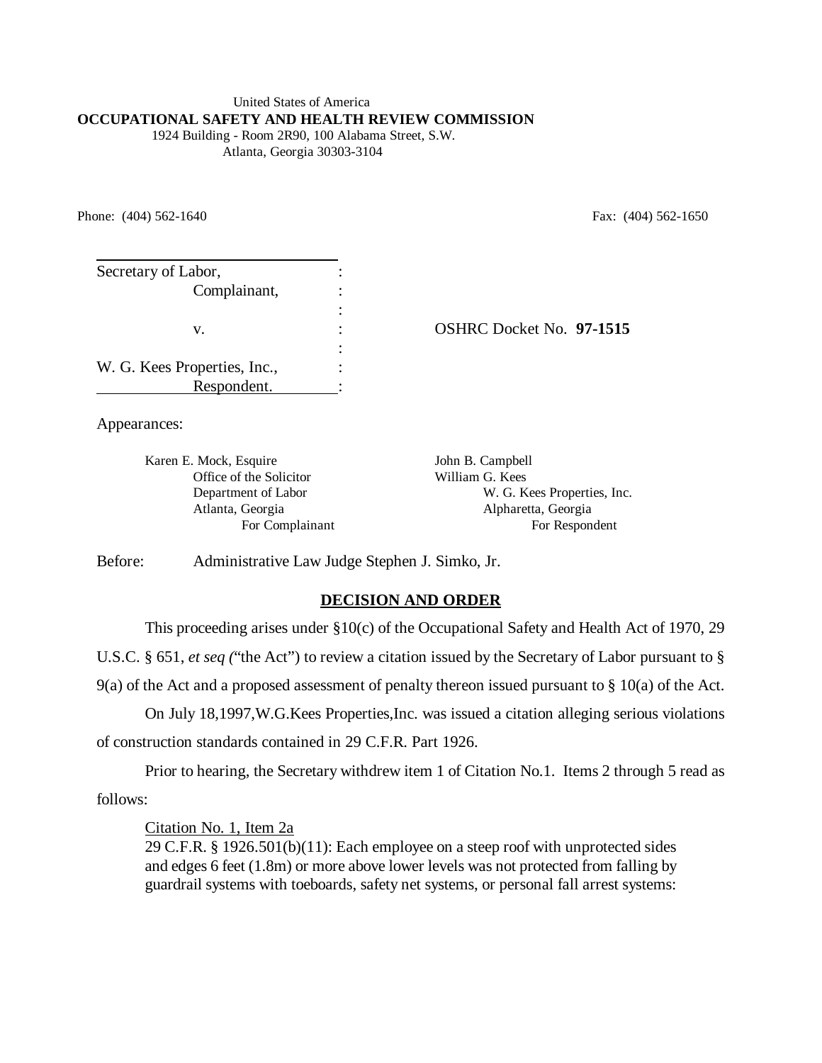United States of America
**OCCUPATIONAL SAFETY AND HEALTH REVIEW COMMISSION**
1924 Building - Room 2R90, 100 Alabama Street, S.W.
Atlanta, Georgia 30303-3104

Phone: (404) 562-1640 Fax: (404) 562-1650

| | |
|---|---|
| Secretary of Labor, Complainant, v. W. G. Kees Properties, Inc., Respondent. | OSHRC Docket No. **97-1515** |

Appearances:

| | |
|---|---|
| Karen E. Mock, Esquire<br>Office of the Solicitor<br>Department of Labor<br>Atlanta, Georgia<br>For Complainant | John B. Campbell<br>William G. Kees<br>W. G. Kees Properties, Inc.<br>Alpharetta, Georgia<br>For Respondent |

Before: Administrative Law Judge Stephen J. Simko, Jr.

## DECISION AND ORDER

This proceeding arises under §10(c) of the Occupational Safety and Health Act of 1970, 29 U.S.C. § 651, *et seq* ("the Act") to review a citation issued by the Secretary of Labor pursuant to § 9(a) of the Act and a proposed assessment of penalty thereon issued pursuant to § 10(a) of the Act.

On July 18,1997,W.G.Kees Properties,Inc. was issued a citation alleging serious violations of construction standards contained in 29 C.F.R. Part 1926.

Prior to hearing, the Secretary withdrew item 1 of Citation No.1. Items 2 through 5 read as follows:

> Citation No. 1, Item 2a
> 29 C.F.R. § 1926.501(b)(11): Each employee on a steep roof with unprotected sides and edges 6 feet (1.8m) or more above lower levels was not protected from falling by guardrail systems with toeboards, safety net systems, or personal fall arrest systems: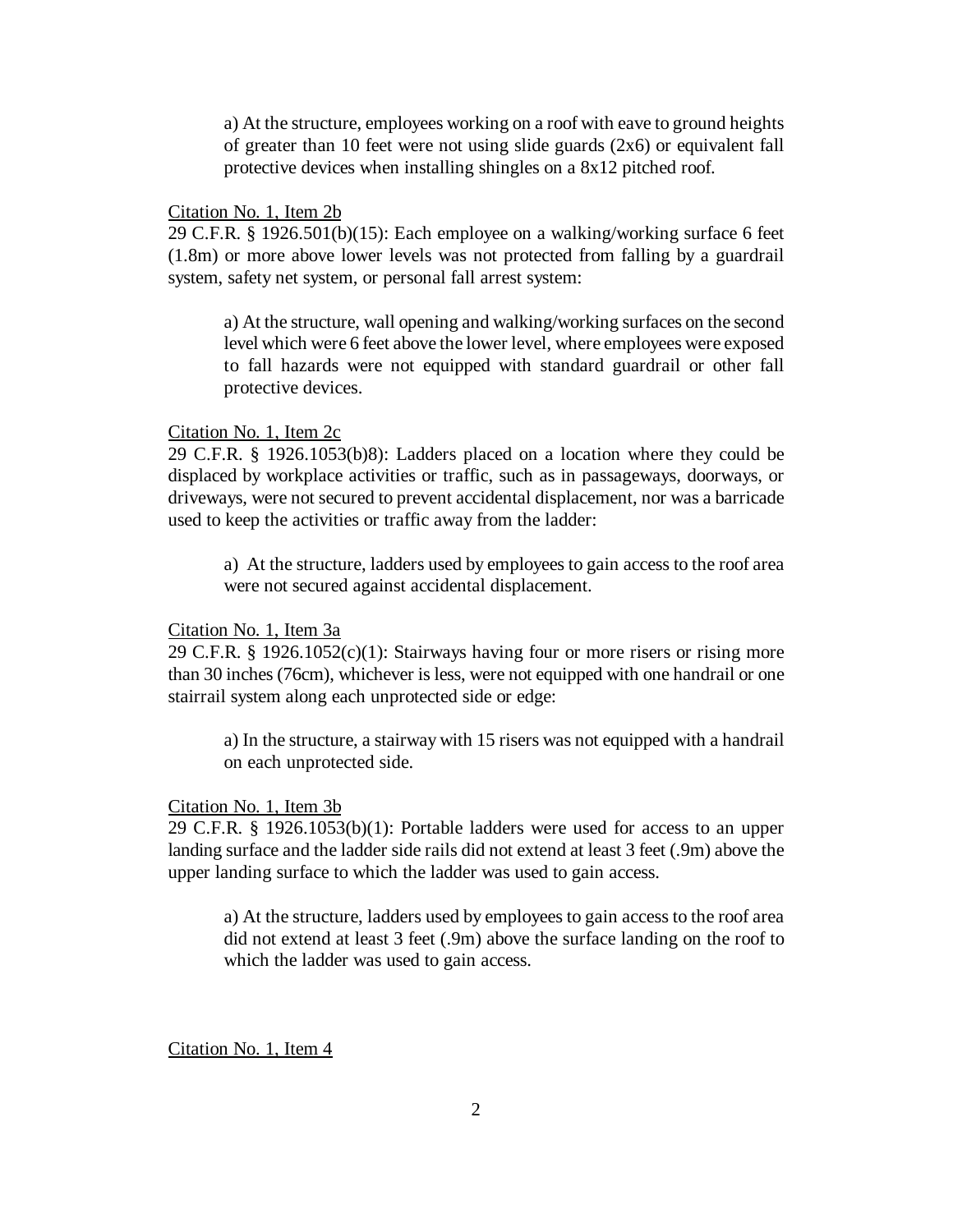> a) At the structure, employees working on a roof with eave to ground heights of greater than 10 feet were not using slide guards (2x6) or equivalent fall protective devices when installing shingles on a 8x12 pitched roof.

<u>Citation No. 1, Item 2b</u>
29 C.F.R. § 1926.501(b)(15): Each employee on a walking/working surface 6 feet (1.8m) or more above lower levels was not protected from falling by a guardrail system, safety net system, or personal fall arrest system:

> a) At the structure, wall opening and walking/working surfaces on the second level which were 6 feet above the lower level, where employees were exposed to fall hazards were not equipped with standard guardrail or other fall protective devices.

<u>Citation No. 1, Item 2c</u>
29 C.F.R. § 1926.1053(b)8): Ladders placed on a location where they could be displaced by workplace activities or traffic, such as in passageways, doorways, or driveways, were not secured to prevent accidental displacement, nor was a barricade used to keep the activities or traffic away from the ladder:

> a) At the structure, ladders used by employees to gain access to the roof area were not secured against accidental displacement.

<u>Citation No. 1, Item 3a</u>
29 C.F.R. § 1926.1052(c)(1): Stairways having four or more risers or rising more than 30 inches (76cm), whichever is less, were not equipped with one handrail or one stairrail system along each unprotected side or edge:

> a) In the structure, a stairway with 15 risers was not equipped with a handrail on each unprotected side.

<u>Citation No. 1, Item 3b</u>
29 C.F.R. § 1926.1053(b)(1): Portable ladders were used for access to an upper landing surface and the ladder side rails did not extend at least 3 feet (.9m) above the upper landing surface to which the ladder was used to gain access.

> a) At the structure, ladders used by employees to gain access to the roof area did not extend at least 3 feet (.9m) above the surface landing on the roof to which the ladder was used to gain access.

<u>Citation No. 1, Item 4</u>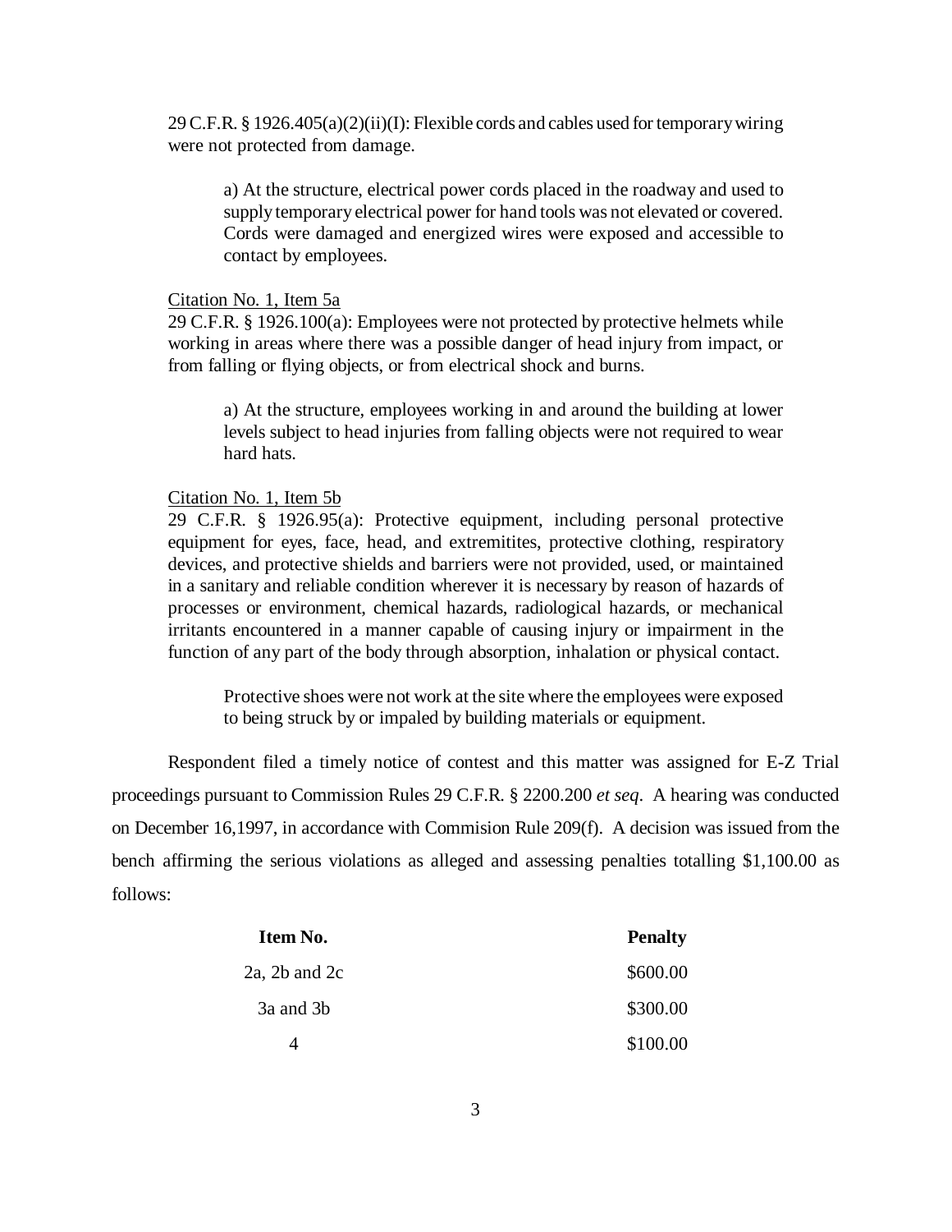29 C.F.R. § 1926.405(a)(2)(ii)(I): Flexible cords and cables used for temporary wiring were not protected from damage.

> a) At the structure, electrical power cords placed in the roadway and used to supply temporary electrical power for hand tools was not elevated or covered. Cords were damaged and energized wires were exposed and accessible to contact by employees.

Citation No. 1, Item 5a
29 C.F.R. § 1926.100(a): Employees were not protected by protective helmets while working in areas where there was a possible danger of head injury from impact, or from falling or flying objects, or from electrical shock and burns.

> a) At the structure, employees working in and around the building at lower levels subject to head injuries from falling objects were not required to wear hard hats.

Citation No. 1, Item 5b
29 C.F.R. § 1926.95(a): Protective equipment, including personal protective equipment for eyes, face, head, and extremitites, protective clothing, respiratory devices, and protective shields and barriers were not provided, used, or maintained in a sanitary and reliable condition wherever it is necessary by reason of hazards of processes or environment, chemical hazards, radiological hazards, or mechanical irritants encountered in a manner capable of causing injury or impairment in the function of any part of the body through absorption, inhalation or physical contact.

> Protective shoes were not work at the site where the employees were exposed to being struck by or impaled by building materials or equipment.

Respondent filed a timely notice of contest and this matter was assigned for E-Z Trial proceedings pursuant to Commission Rules 29 C.F.R. § 2200.200 *et seq*. A hearing was conducted on December 16,1997, in accordance with Commision Rule 209(f). A decision was issued from the bench affirming the serious violations as alleged and assessing penalties totalling $1,100.00 as follows:

| **Item No.** | **Penalty** |
|---|---|
| 2a, 2b and 2c | $600.00 |
| 3a and 3b | $300.00 |
| 4 | $100.00 |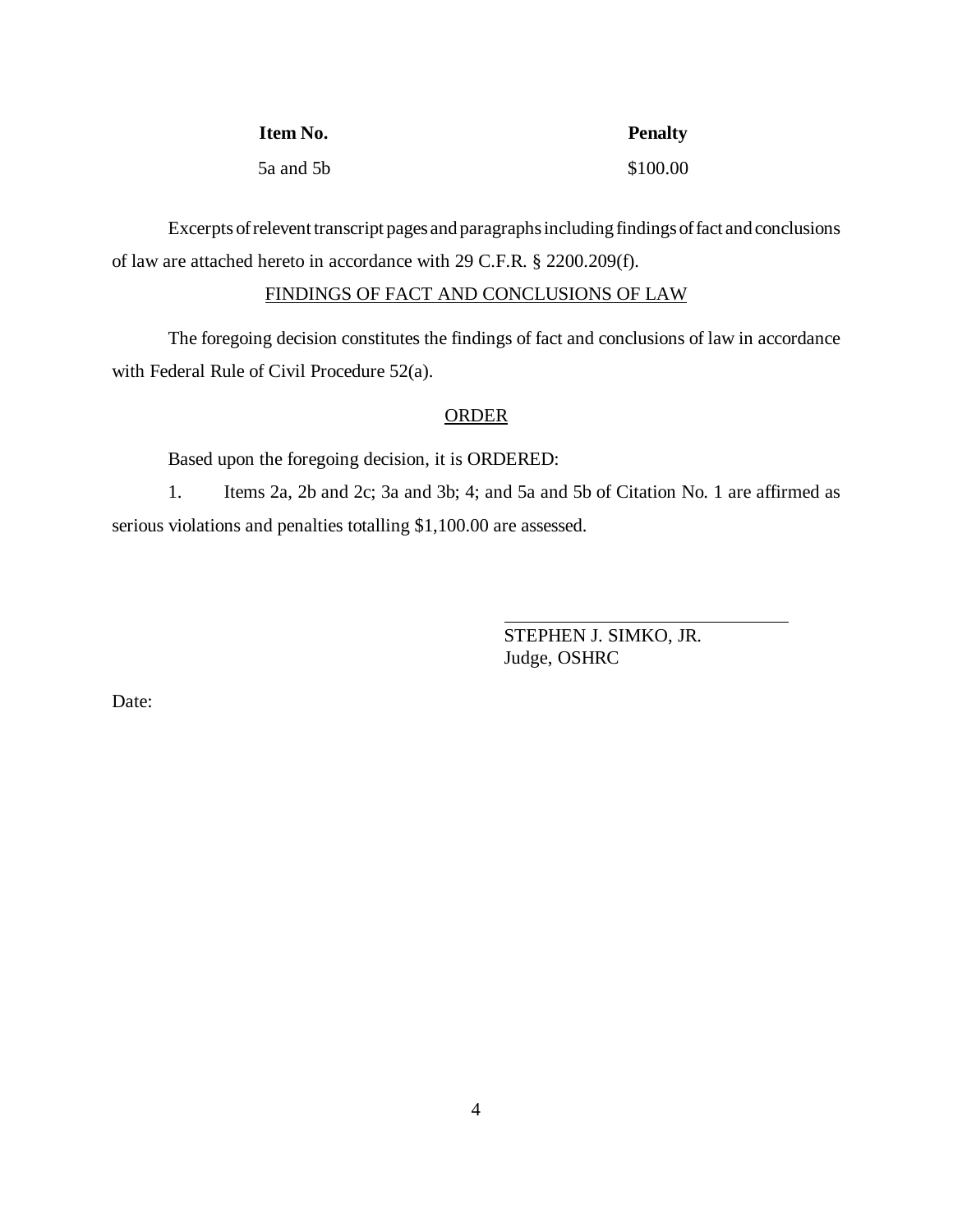| Item No. | Penalty |
| --- | --- |
| 5a and 5b | $100.00 |

Excerpts of relevent transcript pages and paragraphs including findings of fact and conclusions of law are attached hereto in accordance with 29 C.F.R. § 2200.209(f).

FINDINGS OF FACT AND CONCLUSIONS OF LAW

The foregoing decision constitutes the findings of fact and conclusions of law in accordance with Federal Rule of Civil Procedure 52(a).

ORDER

Based upon the foregoing decision, it is ORDERED:

1. Items 2a, 2b and 2c; 3a and 3b; 4; and 5a and 5b of Citation No. 1 are affirmed as serious violations and penalties totalling $1,100.00 are assessed.

STEPHEN J. SIMKO, JR.
Judge, OSHRC

Date: